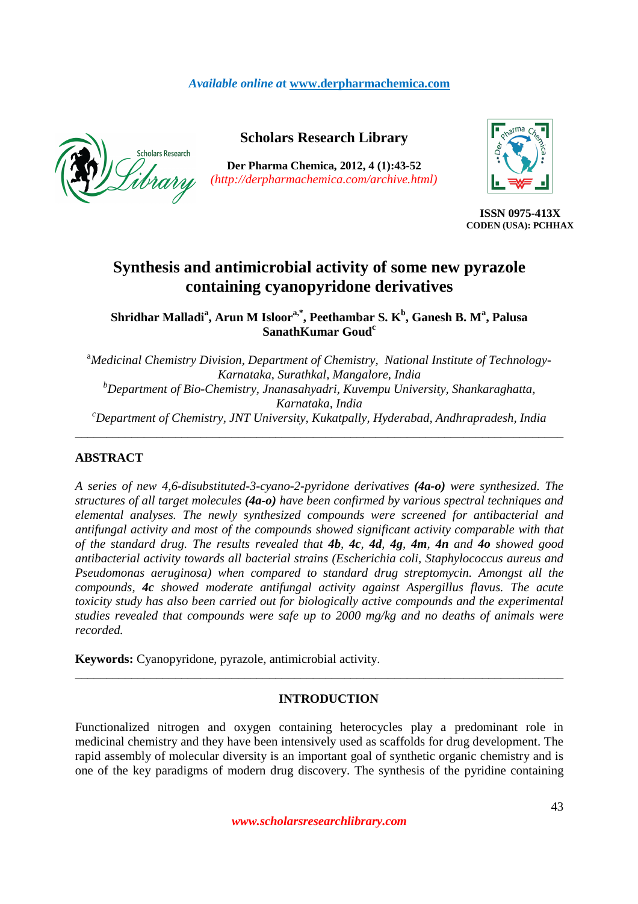Available online at www.derpharmachemica.com

Scholars Research Library

ISSN 0975-413X
CODEN (USA): PCHHAX

# Synthesis and antimicrobial activity of some new pyrazole containing cyanopyridone derivatives

**Shridhar Malladi[a], Arun M Isloor[a,*], Peethambar S. K[b], Ganesh B. M[a], Palusa SanathKumar Goud[c]**

[a]*Medicinal Chemistry Division, Department of Chemistry, National Institute of Technology-Karnataka, Surathkal, Mangalore, India*
[b]*Department of Bio-Chemistry, Jnanasahyadri, Kuvempu University, Shankaraghatta, Karnataka, India*
[c]*Department of Chemistry, JNT University, Kukatpally, Hyderabad, Andhrapradesh, India*

---

## ABSTRACT

*A series of new 4,6-disubstituted-3-cyano-2-pyridone derivatives **(4a-o)** were synthesized. The structures of all target molecules **(4a-o)** have been confirmed by various spectral techniques and elemental analyses. The newly synthesized compounds were screened for antibacterial and antifungal activity and most of the compounds showed significant activity comparable with that of the standard drug. The results revealed that **4b**, **4c**, **4d**, **4g**, **4m**, **4n** and **4o** showed good antibacterial activity towards all bacterial strains (Escherichia coli, Staphylococcus aureus and Pseudomonas aeruginosa) when compared to standard drug streptomycin. Amongst all the compounds, **4c** showed moderate antifungal activity against Aspergillus flavus. The acute toxicity study has also been carried out for biologically active compounds and the experimental studies revealed that compounds were safe up to 2000 mg/kg and no deaths of animals were recorded.*

**Keywords:** Cyanopyridone, pyrazole, antimicrobial activity.

---

## INTRODUCTION

Functionalized nitrogen and oxygen containing heterocycles play a predominant role in medicinal chemistry and they have been intensively used as scaffolds for drug development. The rapid assembly of molecular diversity is an important goal of synthetic organic chemistry and is one of the key paradigms of modern drug discovery. The synthesis of the pyridine containing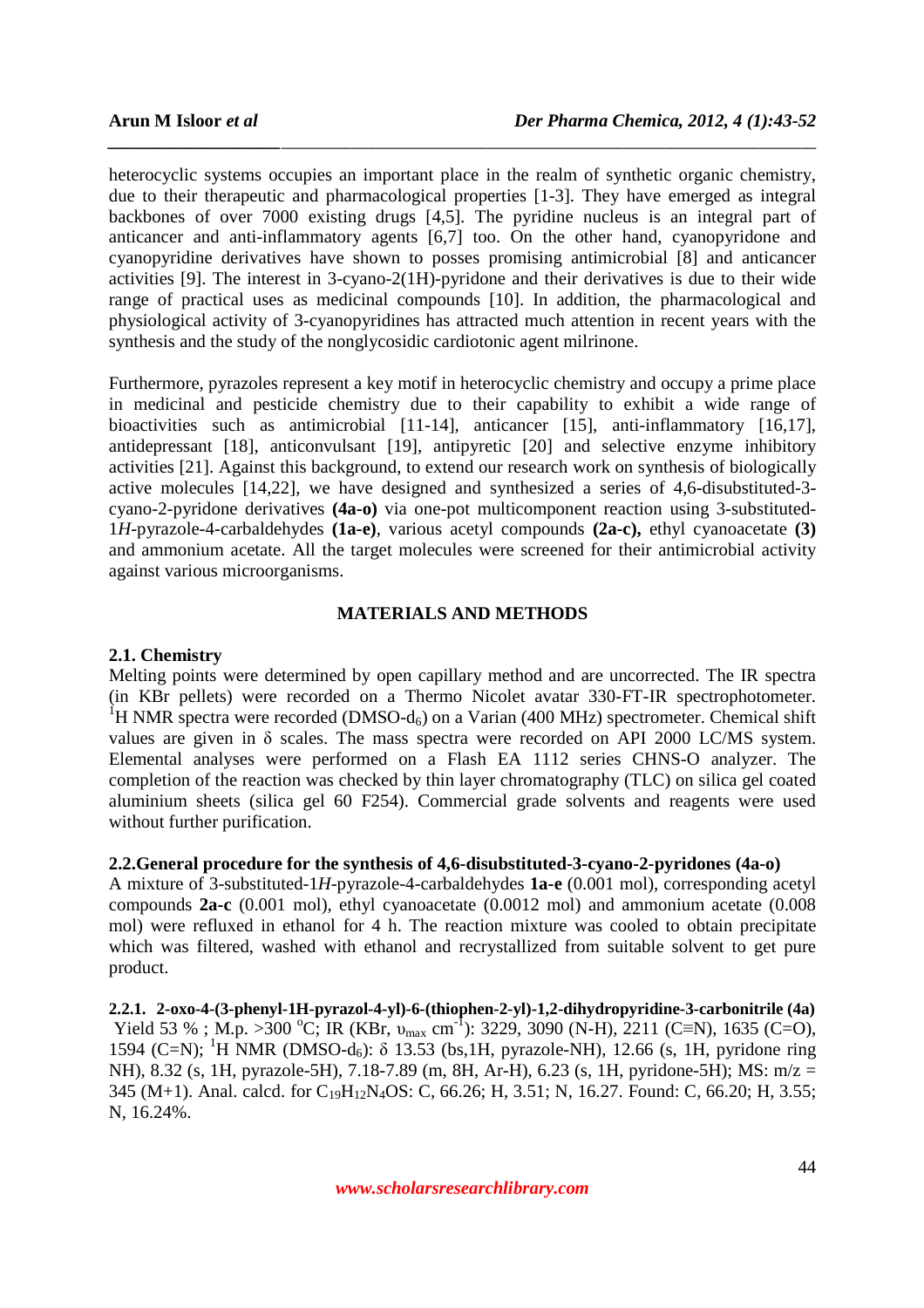heterocyclic systems occupies an important place in the realm of synthetic organic chemistry, due to their therapeutic and pharmacological properties [1-3]. They have emerged as integral backbones of over 7000 existing drugs [4,5]. The pyridine nucleus is an integral part of anticancer and anti-inflammatory agents [6,7] too. On the other hand, cyanopyridone and cyanopyridine derivatives have shown to posses promising antimicrobial [8] and anticancer activities [9]. The interest in 3-cyano-2(1H)-pyridone and their derivatives is due to their wide range of practical uses as medicinal compounds [10]. In addition, the pharmacological and physiological activity of 3-cyanopyridines has attracted much attention in recent years with the synthesis and the study of the nonglycosidic cardiotonic agent milrinone.

Furthermore, pyrazoles represent a key motif in heterocyclic chemistry and occupy a prime place in medicinal and pesticide chemistry due to their capability to exhibit a wide range of bioactivities such as antimicrobial [11-14], anticancer [15], anti-inflammatory [16,17], antidepressant [18], anticonvulsant [19], antipyretic [20] and selective enzyme inhibitory activities [21]. Against this background, to extend our research work on synthesis of biologically active molecules [14,22], we have designed and synthesized a series of 4,6-disubstituted-3-cyano-2-pyridone derivatives **(4a-o)** via one-pot multicomponent reaction using 3-substituted-1*H*-pyrazole-4-carbaldehydes **(1a-e)**, various acetyl compounds **(2a-c),** ethyl cyanoacetate **(3)** and ammonium acetate. All the target molecules were screened for their antimicrobial activity against various microorganisms.

## MATERIALS AND METHODS

### 2.1. Chemistry

Melting points were determined by open capillary method and are uncorrected. The IR spectra (in KBr pellets) were recorded on a Thermo Nicolet avatar 330-FT-IR spectrophotometer. $^1$H NMR spectra were recorded (DMSO-$d_6$) on a Varian (400 MHz) spectrometer. Chemical shift values are given in δ scales. The mass spectra were recorded on API 2000 LC/MS system. Elemental analyses were performed on a Flash EA 1112 series CHNS-O analyzer. The completion of the reaction was checked by thin layer chromatography (TLC) on silica gel coated aluminium sheets (silica gel 60 F254). Commercial grade solvents and reagents were used without further purification.

### 2.2.General procedure for the synthesis of 4,6-disubstituted-3-cyano-2-pyridones (4a-o)

A mixture of 3-substituted-1*H*-pyrazole-4-carbaldehydes **1a-e** (0.001 mol), corresponding acetyl compounds **2a-c** (0.001 mol), ethyl cyanoacetate (0.0012 mol) and ammonium acetate (0.008 mol) were refluxed in ethanol for 4 h. The reaction mixture was cooled to obtain precipitate which was filtered, washed with ethanol and recrystallized from suitable solvent to get pure product.

**2.2.1. 2-oxo-4-(3-phenyl-1H-pyrazol-4-yl)-6-(thiophen-2-yl)-1,2-dihydropyridine-3-carbonitrile (4a)**
Yield 53 % ; M.p. >300 $^o$C; IR (KBr, $\upsilon_{max}$ cm$^{-1}$): 3229, 3090 (N-H), 2211 (C≡N), 1635 (C=O), 1594 (C=N); $^1$H NMR (DMSO-$d_6$): δ 13.53 (bs,1H, pyrazole-NH), 12.66 (s, 1H, pyridone ring NH), 8.32 (s, 1H, pyrazole-5H), 7.18-7.89 (m, 8H, Ar-H), 6.23 (s, 1H, pyridone-5H); MS: m/z = 345 (M+1). Anal. calcd. for $C_{19}H_{12}N_4OS$: C, 66.26; H, 3.51; N, 16.27. Found: C, 66.20; H, 3.55; N, 16.24%.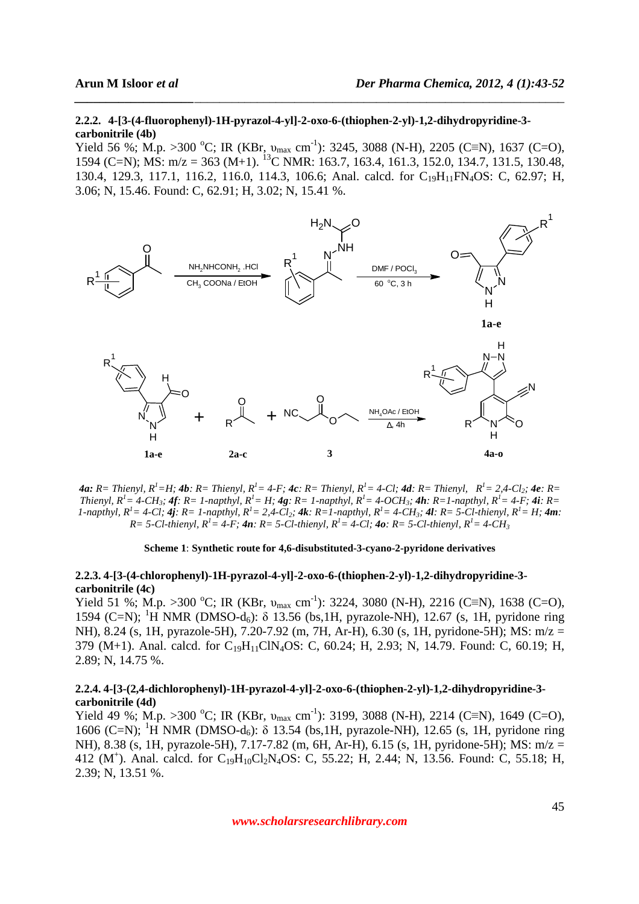#### 2.2.2. 4-[3-(4-fluorophenyl)-1H-pyrazol-4-yl]-2-oxo-6-(thiophen-2-yl)-1,2-dihydropyridine-3-carbonitrile (4b)

Yield 56 %; M.p. >300 °C; IR (KBr, $\upsilon_{max}$ $cm^{-1}$): 3245, 3088 (N-H), 2205 (C≡N), 1637 (C=O), 1594 (C=N); MS: m/z = 363 (M+1). $^{13}$C NMR: 163.7, 163.4, 161.3, 152.0, 134.7, 131.5, 130.48, 130.4, 129.3, 117.1, 116.2, 116.0, 114.3, 106.6; Anal. calcd. for $C_{19}H_{11}FN_4OS$: C, 62.97; H, 3.06; N, 15.46. Found: C, 62.91; H, 3.02; N, 15.41 %.

*4a: R= Thienyl, $R^1$=H; 4b: R= Thienyl, $R^1$= 4-F; 4c: R= Thienyl, $R^1$= 4-Cl; 4d: R= Thienyl, $R^1$= 2,4-$Cl_2$; 4e: R= Thienyl, $R^1$= 4-$CH_3$; 4f: R= 1-napthyl, $R^1$= H; 4g: R= 1-napthyl, $R^1$= 4-$OCH_3$; 4h: R=1-napthyl, $R^1$= 4-F; 4i: R= 1-napthyl, $R^1$= 4-Cl; 4j: R= 1-napthyl, $R^1$= 2,4-$Cl_2$; 4k: R=1-napthyl, $R^1$= 4-$CH_3$; 4l: R= 5-Cl-thienyl, $R^1$= H; 4m: R= 5-Cl-thienyl, $R^1$= 4-F; 4n: R= 5-Cl-thienyl, $R^1$= 4-Cl; 4o: R= 5-Cl-thienyl, $R^1$= 4-$CH_3$*

**Scheme 1**: **Synthetic route for 4,6-disubstituted-3-cyano-2-pyridone derivatives**

#### 2.2.3. 4-[3-(4-chlorophenyl)-1H-pyrazol-4-yl]-2-oxo-6-(thiophen-2-yl)-1,2-dihydropyridine-3-carbonitrile (4c)

Yield 51 %; M.p. >300 °C; IR (KBr, $\upsilon_{max}$ $cm^{-1}$): 3224, 3080 (N-H), 2216 (C≡N), 1638 (C=O), 1594 (C=N); $^1$H NMR (DMSO-$d_6$): δ 13.56 (bs,1H, pyrazole-NH), 12.67 (s, 1H, pyridone ring NH), 8.24 (s, 1H, pyrazole-5H), 7.20-7.92 (m, 7H, Ar-H), 6.30 (s, 1H, pyridone-5H); MS: m/z = 379 (M+1). Anal. calcd. for $C_{19}H_{11}ClN_4OS$: C, 60.24; H, 2.93; N, 14.79. Found: C, 60.19; H, 2.89; N, 14.75 %.

#### 2.2.4. 4-[3-(2,4-dichlorophenyl)-1H-pyrazol-4-yl]-2-oxo-6-(thiophen-2-yl)-1,2-dihydropyridine-3-carbonitrile (4d)

Yield 49 %; M.p. >300 °C; IR (KBr, $\upsilon_{max}$ $cm^{-1}$): 3199, 3088 (N-H), 2214 (C≡N), 1649 (C=O), 1606 (C=N); $^1$H NMR (DMSO-$d_6$): δ 13.54 (bs,1H, pyrazole-NH), 12.65 (s, 1H, pyridone ring NH), 8.38 (s, 1H, pyrazole-5H), 7.17-7.82 (m, 6H, Ar-H), 6.15 (s, 1H, pyridone-5H); MS: m/z = 412 ($M^+$). Anal. calcd. for $C_{19}H_{10}Cl_2N_4OS$: C, 55.22; H, 2.44; N, 13.56. Found: C, 55.18; H, 2.39; N, 13.51 %.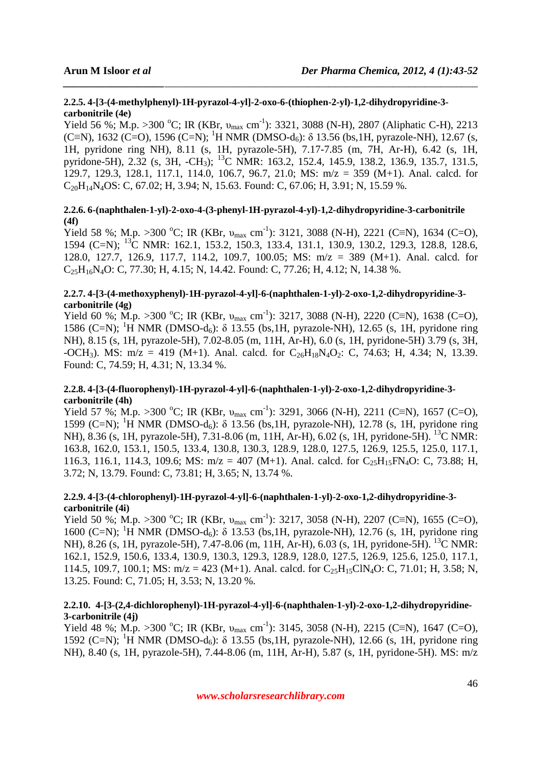#### 2.2.5. 4-[3-(4-methylphenyl)-1H-pyrazol-4-yl]-2-oxo-6-(thiophen-2-yl)-1,2-dihydropyridine-3-carbonitrile (4e)

Yield 56 %; M.p. >300 °C; IR (KBr, $\upsilon_{max}$ cm$^{-1}$): 3321, 3088 (N-H), 2807 (Aliphatic C-H), 2213 (C≡N), 1632 (C=O), 1596 (C=N); $^{1}$H NMR (DMSO-d$_6$): δ 13.56 (bs,1H, pyrazole-NH), 12.67 (s, 1H, pyridone ring NH), 8.11 (s, 1H, pyrazole-5H), 7.17-7.85 (m, 7H, Ar-H), 6.42 (s, 1H, pyridone-5H), 2.32 (s, 3H, -CH$_3$); $^{13}$C NMR: 163.2, 152.4, 145.9, 138.2, 136.9, 135.7, 131.5, 129.7, 129.3, 128.1, 117.1, 114.0, 106.7, 96.7, 21.0; MS: m/z = 359 (M+1). Anal. calcd. for $C_{20}H_{14}N_4OS$: C, 67.02; H, 3.94; N, 15.63. Found: C, 67.06; H, 3.91; N, 15.59 %.

#### 2.2.6. 6-(naphthalen-1-yl)-2-oxo-4-(3-phenyl-1H-pyrazol-4-yl)-1,2-dihydropyridine-3-carbonitrile (4f)

Yield 58 %; M.p. >300 °C; IR (KBr, $\upsilon_{max}$ cm$^{-1}$): 3121, 3088 (N-H), 2221 (C≡N), 1634 (C=O), 1594 (C=N); $^{13}$C NMR: 162.1, 153.2, 150.3, 133.4, 131.1, 130.9, 130.2, 129.3, 128.8, 128.6, 128.0, 127.7, 126.9, 117.7, 114.2, 109.7, 100.05; MS: m/z = 389 (M+1). Anal. calcd. for $C_{25}H_{16}N_4O$: C, 77.30; H, 4.15; N, 14.42. Found: C, 77.26; H, 4.12; N, 14.38 %.

#### 2.2.7. 4-[3-(4-methoxyphenyl)-1H-pyrazol-4-yl]-6-(naphthalen-1-yl)-2-oxo-1,2-dihydropyridine-3-carbonitrile (4g)

Yield 60 %; M.p. >300 °C; IR (KBr, $\upsilon_{max}$ cm$^{-1}$): 3217, 3088 (N-H), 2220 (C≡N), 1638 (C=O), 1586 (C=N); $^{1}$H NMR (DMSO-d$_6$): δ 13.55 (bs,1H, pyrazole-NH), 12.65 (s, 1H, pyridone ring NH), 8.15 (s, 1H, pyrazole-5H), 7.02-8.05 (m, 11H, Ar-H), 6.0 (s, 1H, pyridone-5H) 3.79 (s, 3H, -OCH$_3$). MS: m/z = 419 (M+1). Anal. calcd. for $C_{26}H_{18}N_4O_2$: C, 74.63; H, 4.34; N, 13.39. Found: C, 74.59; H, 4.31; N, 13.34 %.

#### 2.2.8. 4-[3-(4-fluorophenyl)-1H-pyrazol-4-yl]-6-(naphthalen-1-yl)-2-oxo-1,2-dihydropyridine-3-carbonitrile (4h)

Yield 57 %; M.p. >300 °C; IR (KBr, $\upsilon_{max}$ cm$^{-1}$): 3291, 3066 (N-H), 2211 (C≡N), 1657 (C=O), 1599 (C=N); $^{1}$H NMR (DMSO-d$_6$): δ 13.56 (bs,1H, pyrazole-NH), 12.78 (s, 1H, pyridone ring NH), 8.36 (s, 1H, pyrazole-5H), 7.31-8.06 (m, 11H, Ar-H), 6.02 (s, 1H, pyridone-5H). $^{13}$C NMR: 163.8, 162.0, 153.1, 150.5, 133.4, 130.8, 130.3, 128.9, 128.0, 127.5, 126.9, 125.5, 125.0, 117.1, 116.3, 116.1, 114.3, 109.6; MS: m/z = 407 (M+1). Anal. calcd. for $C_{25}H_{15}FN_4O$: C, 73.88; H, 3.72; N, 13.79. Found: C, 73.81; H, 3.65; N, 13.74 %.

#### 2.2.9. 4-[3-(4-chlorophenyl)-1H-pyrazol-4-yl]-6-(naphthalen-1-yl)-2-oxo-1,2-dihydropyridine-3-carbonitrile (4i)

Yield 50 %; M.p. >300 °C; IR (KBr, $\upsilon_{max}$ cm$^{-1}$): 3217, 3058 (N-H), 2207 (C≡N), 1655 (C=O), 1600 (C=N); $^{1}$H NMR (DMSO-d$_6$): δ 13.53 (bs,1H, pyrazole-NH), 12.76 (s, 1H, pyridone ring NH), 8.26 (s, 1H, pyrazole-5H), 7.47-8.06 (m, 11H, Ar-H), 6.03 (s, 1H, pyridone-5H). $^{13}$C NMR: 162.1, 152.9, 150.6, 133.4, 130.9, 130.3, 129.3, 128.9, 128.0, 127.5, 126.9, 125.6, 125.0, 117.1, 114.5, 109.7, 100.1; MS: m/z = 423 (M+1). Anal. calcd. for $C_{25}H_{15}ClN_4O$: C, 71.01; H, 3.58; N, 13.25. Found: C, 71.05; H, 3.53; N, 13.20 %.

#### 2.2.10. 4-[3-(2,4-dichlorophenyl)-1H-pyrazol-4-yl]-6-(naphthalen-1-yl)-2-oxo-1,2-dihydropyridine-3-carbonitrile (4j)

Yield 48 %; M.p. >300 °C; IR (KBr, $\upsilon_{max}$ cm$^{-1}$): 3145, 3058 (N-H), 2215 (C≡N), 1647 (C=O), 1592 (C=N); $^{1}$H NMR (DMSO-d$_6$): δ 13.55 (bs,1H, pyrazole-NH), 12.66 (s, 1H, pyridone ring NH), 8.40 (s, 1H, pyrazole-5H), 7.44-8.06 (m, 11H, Ar-H), 5.87 (s, 1H, pyridone-5H). MS: m/z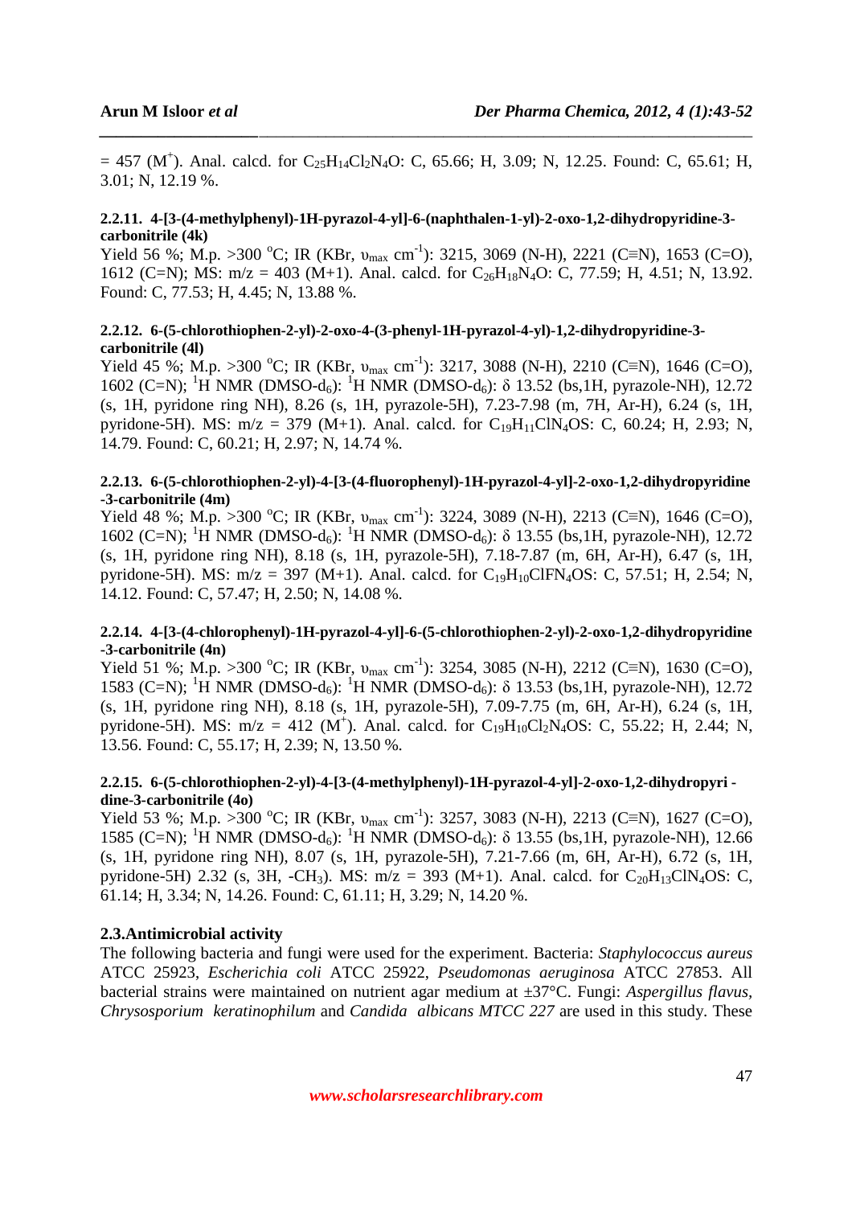= 457 ($M^+$). Anal. calcd. for $C_{25}H_{14}Cl_2N_4O$: C, 65.66; H, 3.09; N, 12.25. Found: C, 65.61; H, 3.01; N, 12.19 %.

#### 2.2.11. 4-[3-(4-methylphenyl)-1H-pyrazol-4-yl]-6-(naphthalen-1-yl)-2-oxo-1,2-dihydropyridine-3-carbonitrile (4k)

Yield 56 %; M.p. >300 $^oC$; IR (KBr, $\upsilon_{max}$ $cm^{-1}$): 3215, 3069 (N-H), 2221 (C≡N), 1653 (C=O), 1612 (C=N); MS: m/z = 403 (M+1). Anal. calcd. for $C_{26}H_{18}N_4O$: C, 77.59; H, 4.51; N, 13.92. Found: C, 77.53; H, 4.45; N, 13.88 %.

#### 2.2.12. 6-(5-chlorothiophen-2-yl)-2-oxo-4-(3-phenyl-1H-pyrazol-4-yl)-1,2-dihydropyridine-3-carbonitrile (4l)

Yield 45 %; M.p. >300 $^oC$; IR (KBr, $\upsilon_{max}$ $cm^{-1}$): 3217, 3088 (N-H), 2210 (C≡N), 1646 (C=O), 1602 (C=N); $^1H$ NMR (DMSO-$d_6$): $^1H$ NMR (DMSO-$d_6$): δ 13.52 (bs,1H, pyrazole-NH), 12.72 (s, 1H, pyridone ring NH), 8.26 (s, 1H, pyrazole-5H), 7.23-7.98 (m, 7H, Ar-H), 6.24 (s, 1H, pyridone-5H). MS: m/z = 379 (M+1). Anal. calcd. for $C_{19}H_{11}ClN_4OS$: C, 60.24; H, 2.93; N, 14.79. Found: C, 60.21; H, 2.97; N, 14.74 %.

#### 2.2.13. 6-(5-chlorothiophen-2-yl)-4-[3-(4-fluorophenyl)-1H-pyrazol-4-yl]-2-oxo-1,2-dihydropyridine-3-carbonitrile (4m)

Yield 48 %; M.p. >300 $^oC$; IR (KBr, $\upsilon_{max}$ $cm^{-1}$): 3224, 3089 (N-H), 2213 (C≡N), 1646 (C=O), 1602 (C=N); $^1H$ NMR (DMSO-$d_6$): $^1H$ NMR (DMSO-$d_6$): δ 13.55 (bs,1H, pyrazole-NH), 12.72 (s, 1H, pyridone ring NH), 8.18 (s, 1H, pyrazole-5H), 7.18-7.87 (m, 6H, Ar-H), 6.47 (s, 1H, pyridone-5H). MS: m/z = 397 (M+1). Anal. calcd. for $C_{19}H_{10}ClFN_4OS$: C, 57.51; H, 2.54; N, 14.12. Found: C, 57.47; H, 2.50; N, 14.08 %.

#### 2.2.14. 4-[3-(4-chlorophenyl)-1H-pyrazol-4-yl]-6-(5-chlorothiophen-2-yl)-2-oxo-1,2-dihydropyridine-3-carbonitrile (4n)

Yield 51 %; M.p. >300 $^oC$; IR (KBr, $\upsilon_{max}$ $cm^{-1}$): 3254, 3085 (N-H), 2212 (C≡N), 1630 (C=O), 1583 (C=N); $^1H$ NMR (DMSO-$d_6$): $^1H$ NMR (DMSO-$d_6$): δ 13.53 (bs,1H, pyrazole-NH), 12.72 (s, 1H, pyridone ring NH), 8.18 (s, 1H, pyrazole-5H), 7.09-7.75 (m, 6H, Ar-H), 6.24 (s, 1H, pyridone-5H). MS: m/z = 412 ($M^+$). Anal. calcd. for $C_{19}H_{10}Cl_2N_4OS$: C, 55.22; H, 2.44; N, 13.56. Found: C, 55.17; H, 2.39; N, 13.50 %.

#### 2.2.15. 6-(5-chlorothiophen-2-yl)-4-[3-(4-methylphenyl)-1H-pyrazol-4-yl]-2-oxo-1,2-dihydropyri - dine-3-carbonitrile (4o)

Yield 53 %; M.p. >300 $^oC$; IR (KBr, $\upsilon_{max}$ $cm^{-1}$): 3257, 3083 (N-H), 2213 (C≡N), 1627 (C=O), 1585 (C=N); $^1H$ NMR (DMSO-$d_6$): $^1H$ NMR (DMSO-$d_6$): δ 13.55 (bs,1H, pyrazole-NH), 12.66 (s, 1H, pyridone ring NH), 8.07 (s, 1H, pyrazole-5H), 7.21-7.66 (m, 6H, Ar-H), 6.72 (s, 1H, pyridone-5H) 2.32 (s, 3H, -$CH_3$). MS: m/z = 393 (M+1). Anal. calcd. for $C_{20}H_{13}ClN_4OS$: C, 61.14; H, 3.34; N, 14.26. Found: C, 61.11; H, 3.29; N, 14.20 %.

### 2.3. Antimicrobial activity

The following bacteria and fungi were used for the experiment. Bacteria: *Staphylococcus aureus* ATCC 25923, *Escherichia coli* ATCC 25922, *Pseudomonas aeruginosa* ATCC 27853. All bacterial strains were maintained on nutrient agar medium at ±37°C. Fungi: *Aspergillus flavus*, *Chrysosporium keratinophilum* and *Candida albicans MTCC 227* are used in this study. These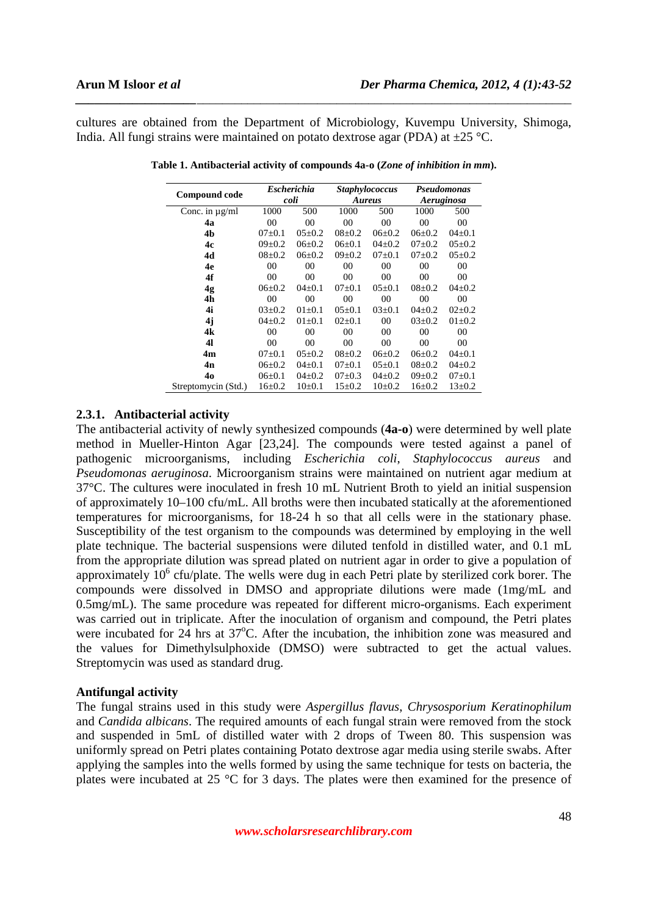cultures are obtained from the Department of Microbiology, Kuvempu University, Shimoga, India. All fungi strains were maintained on potato dextrose agar (PDA) at ±25 °C.

**Table 1. Antibacterial activity of compounds 4a-o (*Zone of inhibition in mm*).**

| Compound code | *Escherichia coli* | | *Staphylococcus Aureus* | | *Pseudomonas Aeruginosa* | |
|---|---|---|---|---|---|---|
| Conc. in µg/ml | 1000 | 500 | 1000 | 500 | 1000 | 500 |
| **4a** | 00 | 00 | 00 | 00 | 00 | 00 |
| **4b** | 07±0.1 | 05±0.2 | 08±0.2 | 06±0.2 | 06±0.2 | 04±0.1 |
| **4c** | 09±0.2 | 06±0.2 | 06±0.1 | 04±0.2 | 07±0.2 | 05±0.2 |
| **4d** | 08±0.2 | 06±0.2 | 09±0.2 | 07±0.1 | 07±0.2 | 05±0.2 |
| **4e** | 00 | 00 | 00 | 00 | 00 | 00 |
| **4f** | 00 | 00 | 00 | 00 | 00 | 00 |
| **4g** | 06±0.2 | 04±0.1 | 07±0.1 | 05±0.1 | 08±0.2 | 04±0.2 |
| **4h** | 00 | 00 | 00 | 00 | 00 | 00 |
| **4i** | 03±0.2 | 01±0.1 | 05±0.1 | 03±0.1 | 04±0.2 | 02±0.2 |
| **4j** | 04±0.2 | 01±0.1 | 02±0.1 | 00 | 03±0.2 | 01±0.2 |
| **4k** | 00 | 00 | 00 | 00 | 00 | 00 |
| **4l** | 00 | 00 | 00 | 00 | 00 | 00 |
| **4m** | 07±0.1 | 05±0.2 | 08±0.2 | 06±0.2 | 06±0.2 | 04±0.1 |
| **4n** | 06±0.2 | 04±0.1 | 07±0.1 | 05±0.1 | 08±0.2 | 04±0.2 |
| **4o** | 06±0.1 | 04±0.2 | 07±0.3 | 04±0.2 | 09±0.2 | 07±0.1 |
| Streptomycin (Std.) | 16±0.2 | 10±0.1 | 15±0.2 | 10±0.2 | 16±0.2 | 13±0.2 |

### 2.3.1. Antibacterial activity

The antibacterial activity of newly synthesized compounds (**4a-o**) were determined by well plate method in Mueller-Hinton Agar [23,24]. The compounds were tested against a panel of pathogenic microorganisms, including *Escherichia coli*, *Staphylococcus aureus* and *Pseudomonas aeruginosa*. Microorganism strains were maintained on nutrient agar medium at 37°C. The cultures were inoculated in fresh 10 mL Nutrient Broth to yield an initial suspension of approximately 10–100 cfu/mL. All broths were then incubated statically at the aforementioned temperatures for microorganisms, for 18-24 h so that all cells were in the stationary phase. Susceptibility of the test organism to the compounds was determined by employing in the well plate technique. The bacterial suspensions were diluted tenfold in distilled water, and 0.1 mL from the appropriate dilution was spread plated on nutrient agar in order to give a population of approximately $10^6$ cfu/plate. The wells were dug in each Petri plate by sterilized cork borer. The compounds were dissolved in DMSO and appropriate dilutions were made (1mg/mL and 0.5mg/mL). The same procedure was repeated for different micro-organisms. Each experiment was carried out in triplicate. After the inoculation of organism and compound, the Petri plates were incubated for 24 hrs at 37°C. After the incubation, the inhibition zone was measured and the values for Dimethylsulphoxide (DMSO) were subtracted to get the actual values. Streptomycin was used as standard drug.

### Antifungal activity

The fungal strains used in this study were *Aspergillus flavus*, *Chrysosporium Keratinophilum* and *Candida albicans*. The required amounts of each fungal strain were removed from the stock and suspended in 5mL of distilled water with 2 drops of Tween 80. This suspension was uniformly spread on Petri plates containing Potato dextrose agar media using sterile swabs. After applying the samples into the wells formed by using the same technique for tests on bacteria, the plates were incubated at 25 °C for 3 days. The plates were then examined for the presence of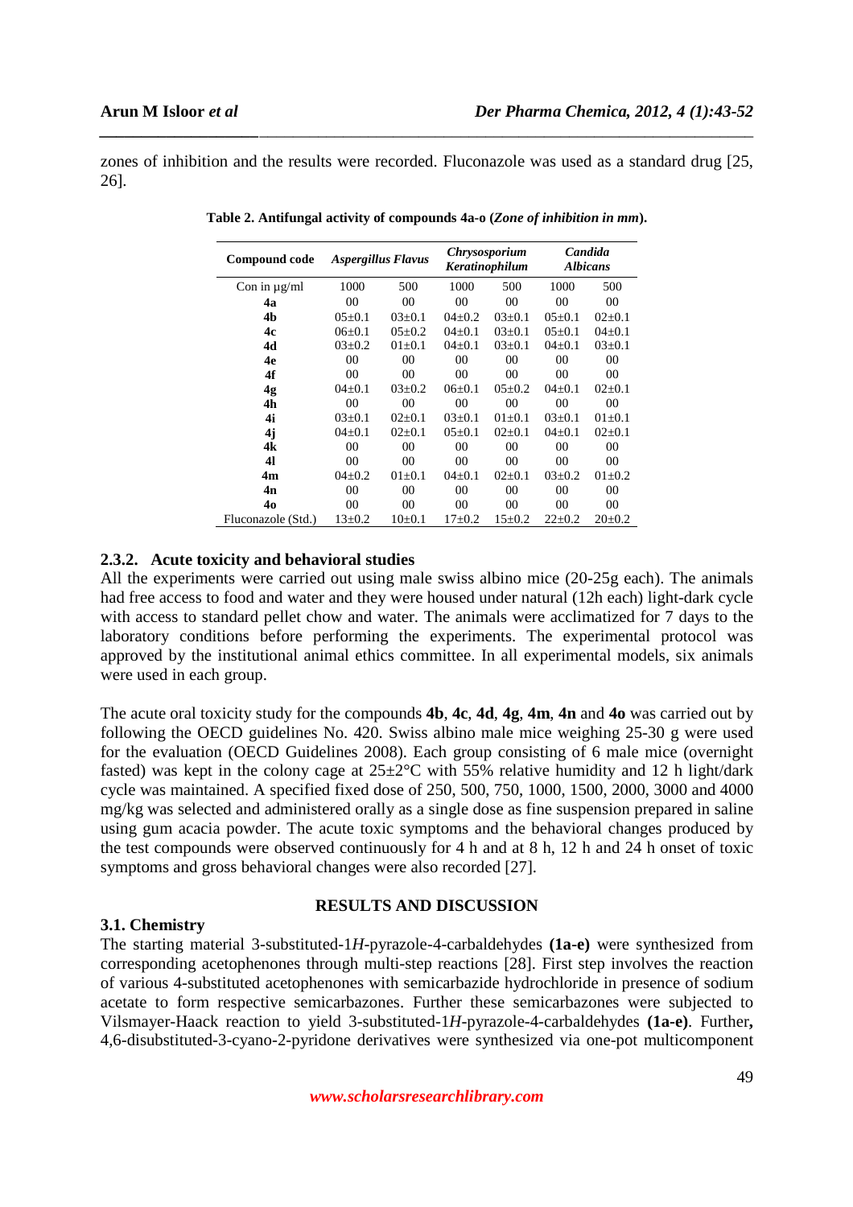zones of inhibition and the results were recorded. Fluconazole was used as a standard drug [25, 26].

**Table 2. Antifungal activity of compounds 4a-o (*Zone of inhibition in mm*).**

| Compound code | *Aspergillus Flavus* | | *Chrysosporium Keratinophilum* | | *Candida Albicans* | |
|---|---|---|---|---|---|---|
| Con in µg/ml | 1000 | 500 | 1000 | 500 | 1000 | 500 |
| **4a** | 00 | 00 | 00 | 00 | 00 | 00 |
| **4b** | 05±0.1 | 03±0.1 | 04±0.2 | 03±0.1 | 05±0.1 | 02±0.1 |
| **4c** | 06±0.1 | 05±0.2 | 04±0.1 | 03±0.1 | 05±0.1 | 04±0.1 |
| **4d** | 03±0.2 | 01±0.1 | 04±0.1 | 03±0.1 | 04±0.1 | 03±0.1 |
| **4e** | 00 | 00 | 00 | 00 | 00 | 00 |
| **4f** | 00 | 00 | 00 | 00 | 00 | 00 |
| **4g** | 04±0.1 | 03±0.2 | 06±0.1 | 05±0.2 | 04±0.1 | 02±0.1 |
| **4h** | 00 | 00 | 00 | 00 | 00 | 00 |
| **4i** | 03±0.1 | 02±0.1 | 03±0.1 | 01±0.1 | 03±0.1 | 01±0.1 |
| **4j** | 04±0.1 | 02±0.1 | 05±0.1 | 02±0.1 | 04±0.1 | 02±0.1 |
| **4k** | 00 | 00 | 00 | 00 | 00 | 00 |
| **4l** | 00 | 00 | 00 | 00 | 00 | 00 |
| **4m** | 04±0.2 | 01±0.1 | 04±0.1 | 02±0.1 | 03±0.2 | 01±0.2 |
| **4n** | 00 | 00 | 00 | 00 | 00 | 00 |
| **4o** | 00 | 00 | 00 | 00 | 00 | 00 |
| Fluconazole (Std.) | 13±0.2 | 10±0.1 | 17±0.2 | 15±0.2 | 22±0.2 | 20±0.2 |

### 2.3.2. Acute toxicity and behavioral studies

All the experiments were carried out using male swiss albino mice (20-25g each). The animals had free access to food and water and they were housed under natural (12h each) light-dark cycle with access to standard pellet chow and water. The animals were acclimatized for 7 days to the laboratory conditions before performing the experiments. The experimental protocol was approved by the institutional animal ethics committee. In all experimental models, six animals were used in each group.

The acute oral toxicity study for the compounds **4b**, **4c**, **4d**, **4g**, **4m**, **4n** and **4o** was carried out by following the OECD guidelines No. 420. Swiss albino male mice weighing 25-30 g were used for the evaluation (OECD Guidelines 2008). Each group consisting of 6 male mice (overnight fasted) was kept in the colony cage at 25±2°C with 55% relative humidity and 12 h light/dark cycle was maintained. A specified fixed dose of 250, 500, 750, 1000, 1500, 2000, 3000 and 4000 mg/kg was selected and administered orally as a single dose as fine suspension prepared in saline using gum acacia powder. The acute toxic symptoms and the behavioral changes produced by the test compounds were observed continuously for 4 h and at 8 h, 12 h and 24 h onset of toxic symptoms and gross behavioral changes were also recorded [27].

## RESULTS AND DISCUSSION

### 3.1. Chemistry

The starting material 3-substituted-1*H*-pyrazole-4-carbaldehydes **(1a-e)** were synthesized from corresponding acetophenones through multi-step reactions [28]. First step involves the reaction of various 4-substituted acetophenones with semicarbazide hydrochloride in presence of sodium acetate to form respective semicarbazones. Further these semicarbazones were subjected to Vilsmayer-Haack reaction to yield 3-substituted-1*H*-pyrazole-4-carbaldehydes **(1a-e)**. Further**,** 4,6-disubstituted-3-cyano-2-pyridone derivatives were synthesized via one-pot multicomponent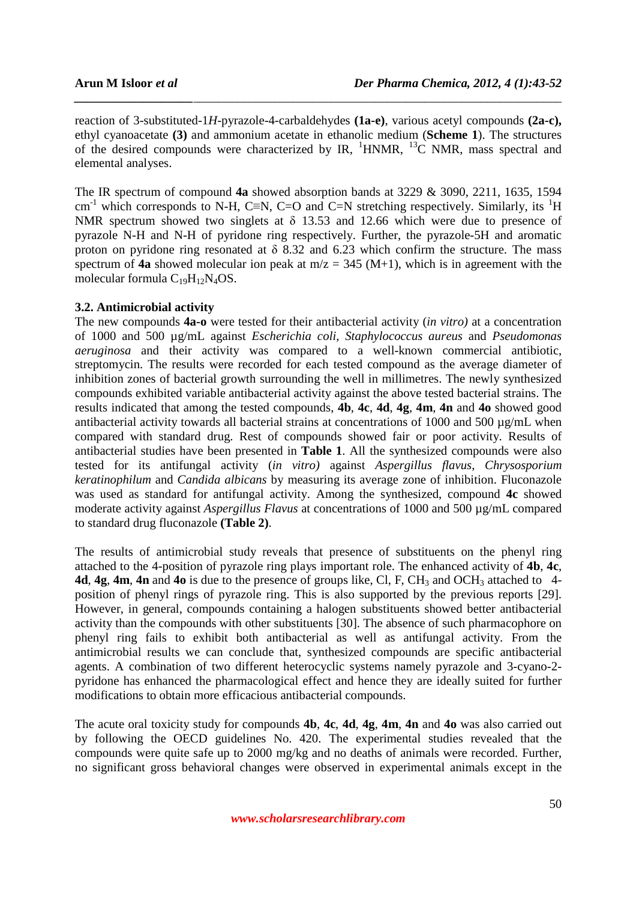reaction of 3-substituted-1*H*-pyrazole-4-carbaldehydes **(1a-e)**, various acetyl compounds **(2a-c),** ethyl cyanoacetate **(3)** and ammonium acetate in ethanolic medium (**Scheme 1**). The structures of the desired compounds were characterized by IR, $^1$HNMR, $^{13}$C NMR, mass spectral and elemental analyses.

The IR spectrum of compound **4a** showed absorption bands at 3229 & 3090, 2211, 1635, 1594 $cm^{-1}$ which corresponds to N-H, C≡N, C=O and C=N stretching respectively. Similarly, its $^1$H NMR spectrum showed two singlets at δ 13.53 and 12.66 which were due to presence of pyrazole N-H and N-H of pyridone ring respectively. Further, the pyrazole-5H and aromatic proton on pyridone ring resonated at δ 8.32 and 6.23 which confirm the structure. The mass spectrum of **4a** showed molecular ion peak at m/z = 345 (M+1), which is in agreement with the molecular formula $C_{19}H_{12}N_4OS$.

### 3.2. Antimicrobial activity

The new compounds **4a-o** were tested for their antibacterial activity (*in vitro)* at a concentration of 1000 and 500 µg/mL against *Escherichia coli*, *Staphylococcus aureus* and *Pseudomonas aeruginosa* and their activity was compared to a well-known commercial antibiotic, streptomycin. The results were recorded for each tested compound as the average diameter of inhibition zones of bacterial growth surrounding the well in millimetres. The newly synthesized compounds exhibited variable antibacterial activity against the above tested bacterial strains. The results indicated that among the tested compounds, **4b**, **4c**, **4d**, **4g**, **4m**, **4n** and **4o** showed good antibacterial activity towards all bacterial strains at concentrations of 1000 and 500 µg/mL when compared with standard drug. Rest of compounds showed fair or poor activity. Results of antibacterial studies have been presented in **Table 1**. All the synthesized compounds were also tested for its antifungal activity (*in vitro)* against *Aspergillus flavus*, *Chrysosporium keratinophilum* and *Candida albicans* by measuring its average zone of inhibition. Fluconazole was used as standard for antifungal activity. Among the synthesized, compound **4c** showed moderate activity against *Aspergillus Flavus* at concentrations of 1000 and 500 µg/mL compared to standard drug fluconazole **(Table 2)**.

The results of antimicrobial study reveals that presence of substituents on the phenyl ring attached to the 4-position of pyrazole ring plays important role. The enhanced activity of **4b**, **4c**, **4d**, **4g**, **4m**, **4n** and **4o** is due to the presence of groups like, Cl, F, $CH_3$ and $OCH_3$ attached to 4-position of phenyl rings of pyrazole ring. This is also supported by the previous reports [29]. However, in general, compounds containing a halogen substituents showed better antibacterial activity than the compounds with other substituents [30]. The absence of such pharmacophore on phenyl ring fails to exhibit both antibacterial as well as antifungal activity. From the antimicrobial results we can conclude that, synthesized compounds are specific antibacterial agents. A combination of two different heterocyclic systems namely pyrazole and 3-cyano-2-pyridone has enhanced the pharmacological effect and hence they are ideally suited for further modifications to obtain more efficacious antibacterial compounds.

The acute oral toxicity study for compounds **4b**, **4c**, **4d**, **4g**, **4m**, **4n** and **4o** was also carried out by following the OECD guidelines No. 420. The experimental studies revealed that the compounds were quite safe up to 2000 mg/kg and no deaths of animals were recorded. Further, no significant gross behavioral changes were observed in experimental animals except in the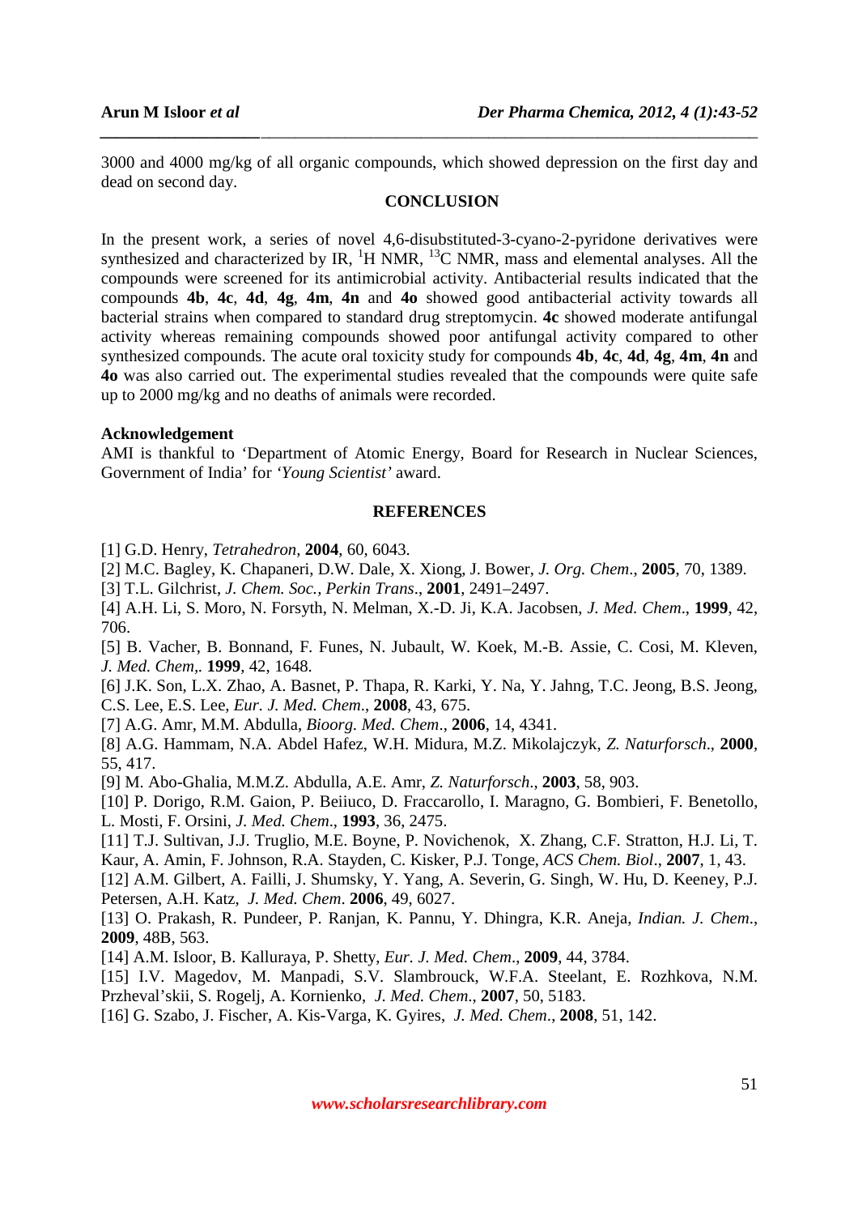3000 and 4000 mg/kg of all organic compounds, which showed depression on the first day and dead on second day.

## CONCLUSION

In the present work, a series of novel 4,6-disubstituted-3-cyano-2-pyridone derivatives were synthesized and characterized by IR, $^{1}$H NMR, $^{13}$C NMR, mass and elemental analyses. All the compounds were screened for its antimicrobial activity. Antibacterial results indicated that the compounds **4b**, **4c**, **4d**, **4g**, **4m**, **4n** and **4o** showed good antibacterial activity towards all bacterial strains when compared to standard drug streptomycin. **4c** showed moderate antifungal activity whereas remaining compounds showed poor antifungal activity compared to other synthesized compounds. The acute oral toxicity study for compounds **4b**, **4c**, **4d**, **4g**, **4m**, **4n** and **4o** was also carried out. The experimental studies revealed that the compounds were quite safe up to 2000 mg/kg and no deaths of animals were recorded.

### Acknowledgement

AMI is thankful to 'Department of Atomic Energy, Board for Research in Nuclear Sciences, Government of India' for *'Young Scientist'* award.

## REFERENCES

[1] G.D. Henry, *Tetrahedron*, **2004**, 60, 6043.

[2] M.C. Bagley, K. Chapaneri, D.W. Dale, X. Xiong, J. Bower, *J. Org. Chem*., **2005**, 70, 1389.

[3] T.L. Gilchrist, *J. Chem. Soc., Perkin Trans*., **2001**, 2491–2497.

[4] A.H. Li, S. Moro, N. Forsyth, N. Melman, X.-D. Ji, K.A. Jacobsen, *J. Med. Chem*., **1999**, 42, 706.

[5] B. Vacher, B. Bonnand, F. Funes, N. Jubault, W. Koek, M.-B. Assie, C. Cosi, M. Kleven, *J. Med. Chem,*. **1999**, 42, 1648.

[6] J.K. Son, L.X. Zhao, A. Basnet, P. Thapa, R. Karki, Y. Na, Y. Jahng, T.C. Jeong, B.S. Jeong, C.S. Lee, E.S. Lee, *Eur. J. Med. Chem*., **2008**, 43, 675.

[7] A.G. Amr, M.M. Abdulla, *Bioorg. Med. Chem*., **2006**, 14, 4341.

[8] A.G. Hammam, N.A. Abdel Hafez, W.H. Midura, M.Z. Mikolajczyk, *Z. Naturforsch*., **2000**, 55, 417.

[9] M. Abo-Ghalia, M.M.Z. Abdulla, A.E. Amr, *Z. Naturforsch*., **2003**, 58, 903.

[10] P. Dorigo, R.M. Gaion, P. Beiiuco, D. Fraccarollo, I. Maragno, G. Bombieri, F. Benetollo, L. Mosti, F. Orsini, *J. Med. Chem*., **1993**, 36, 2475.

[11] T.J. Sultivan, J.J. Truglio, M.E. Boyne, P. Novichenok, X. Zhang, C.F. Stratton, H.J. Li, T. Kaur, A. Amin, F. Johnson, R.A. Stayden, C. Kisker, P.J. Tonge, *ACS Chem. Biol*., **2007**, 1, 43.

[12] A.M. Gilbert, A. Failli, J. Shumsky, Y. Yang, A. Severin, G. Singh, W. Hu, D. Keeney, P.J. Petersen, A.H. Katz, *J. Med. Chem*. **2006**, 49, 6027.

[13] O. Prakash, R. Pundeer, P. Ranjan, K. Pannu, Y. Dhingra, K.R. Aneja, *Indian. J. Chem*., **2009**, 48B, 563.

[14] A.M. Isloor, B. Kalluraya, P. Shetty, *Eur. J. Med. Chem*., **2009**, 44, 3784.

[15] I.V. Magedov, M. Manpadi, S.V. Slambrouck, W.F.A. Steelant, E. Rozhkova, N.M. Przheval'skii, S. Rogelj, A. Kornienko, *J. Med. Chem*., **2007**, 50, 5183.

[16] G. Szabo, J. Fischer, A. Kis-Varga, K. Gyires, *J. Med. Chem*., **2008**, 51, 142.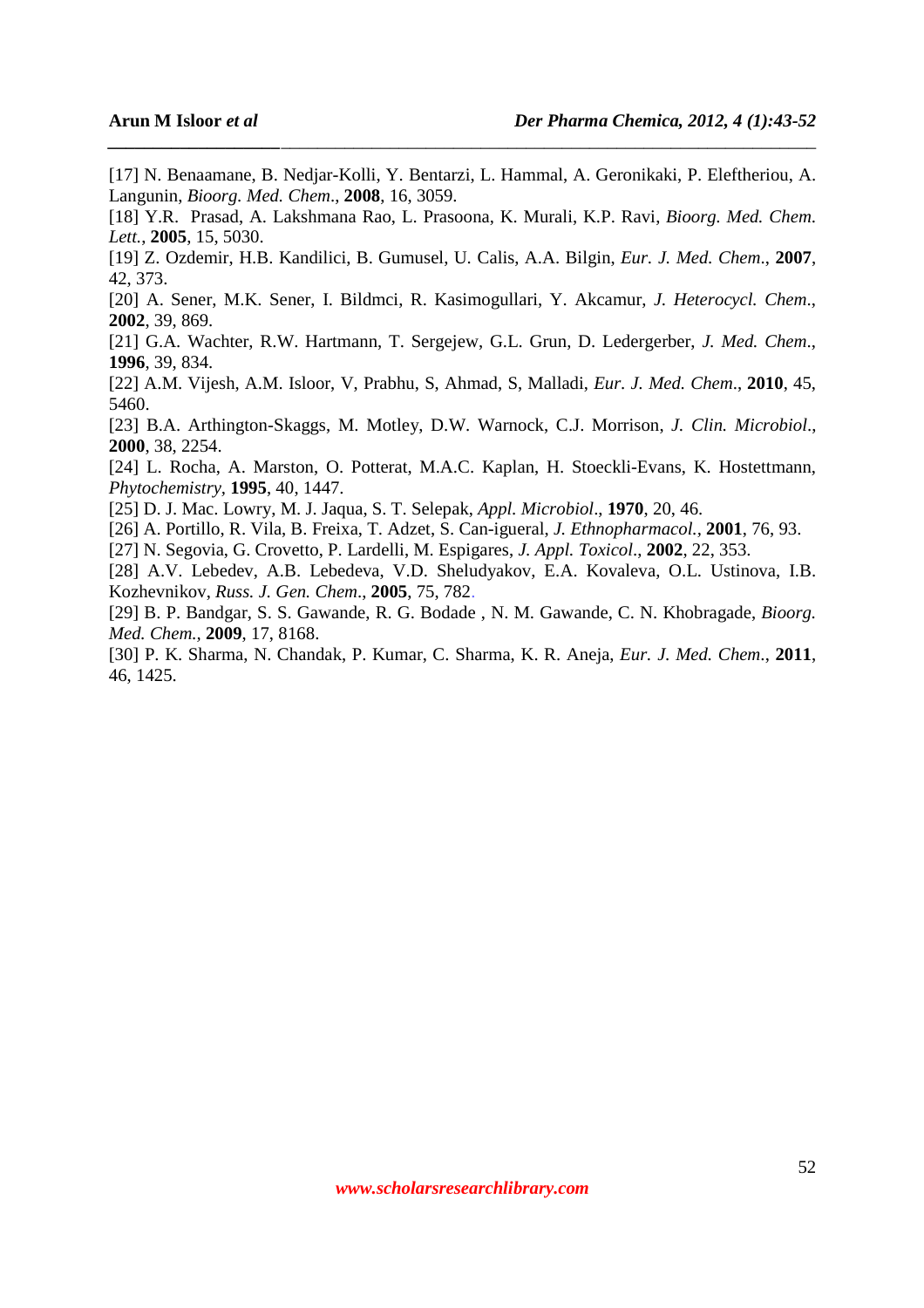[17] N. Benaamane, B. Nedjar-Kolli, Y. Bentarzi, L. Hammal, A. Geronikaki, P. Eleftheriou, A. Langunin, *Bioorg. Med. Chem*., **2008**, 16, 3059.

[18] Y.R. Prasad, A. Lakshmana Rao, L. Prasoona, K. Murali, K.P. Ravi, *Bioorg. Med. Chem. Lett.*, **2005**, 15, 5030.

[19] Z. Ozdemir, H.B. Kandilici, B. Gumusel, U. Calis, A.A. Bilgin, *Eur. J. Med. Chem*., **2007**, 42, 373.

[20] A. Sener, M.K. Sener, I. Bildmci, R. Kasimogullari, Y. Akcamur, *J. Heterocycl. Chem*., **2002**, 39, 869.

[21] G.A. Wachter, R.W. Hartmann, T. Sergejew, G.L. Grun, D. Ledergerber, *J. Med. Chem*., **1996**, 39, 834.

[22] A.M. Vijesh, A.M. Isloor, V, Prabhu, S, Ahmad, S, Malladi, *Eur. J. Med. Chem*., **2010**, 45, 5460.

[23] B.A. Arthington-Skaggs, M. Motley, D.W. Warnock, C.J. Morrison, *J. Clin. Microbiol*., **2000**, 38, 2254.

[24] L. Rocha, A. Marston, O. Potterat, M.A.C. Kaplan, H. Stoeckli-Evans, K. Hostettmann, *Phytochemistry,* **1995**, 40, 1447.

[25] D. J. Mac. Lowry, M. J. Jaqua, S. T. Selepak, *Appl. Microbiol*., **1970**, 20, 46.

[26] A. Portillo, R. Vila, B. Freixa, T. Adzet, S. Can-igueral, *J. Ethnopharmacol.*, **2001**, 76, 93.

[27] N. Segovia, G. Crovetto, P. Lardelli, M. Espigares, *J. Appl. Toxicol*., **2002**, 22, 353.

[28] A.V. Lebedev, A.B. Lebedeva, V.D. Sheludyakov, E.A. Kovaleva, O.L. Ustinova, I.B. Kozhevnikov, *Russ. J. Gen. Chem*., **2005**, 75, 782.

[29] B. P. Bandgar, S. S. Gawande, R. G. Bodade , N. M. Gawande, C. N. Khobragade, *Bioorg. Med. Chem.,* **2009**, 17, 8168.

[30] P. K. Sharma, N. Chandak, P. Kumar, C. Sharma, K. R. Aneja, *Eur. J. Med. Chem*., **2011**, 46, 1425.